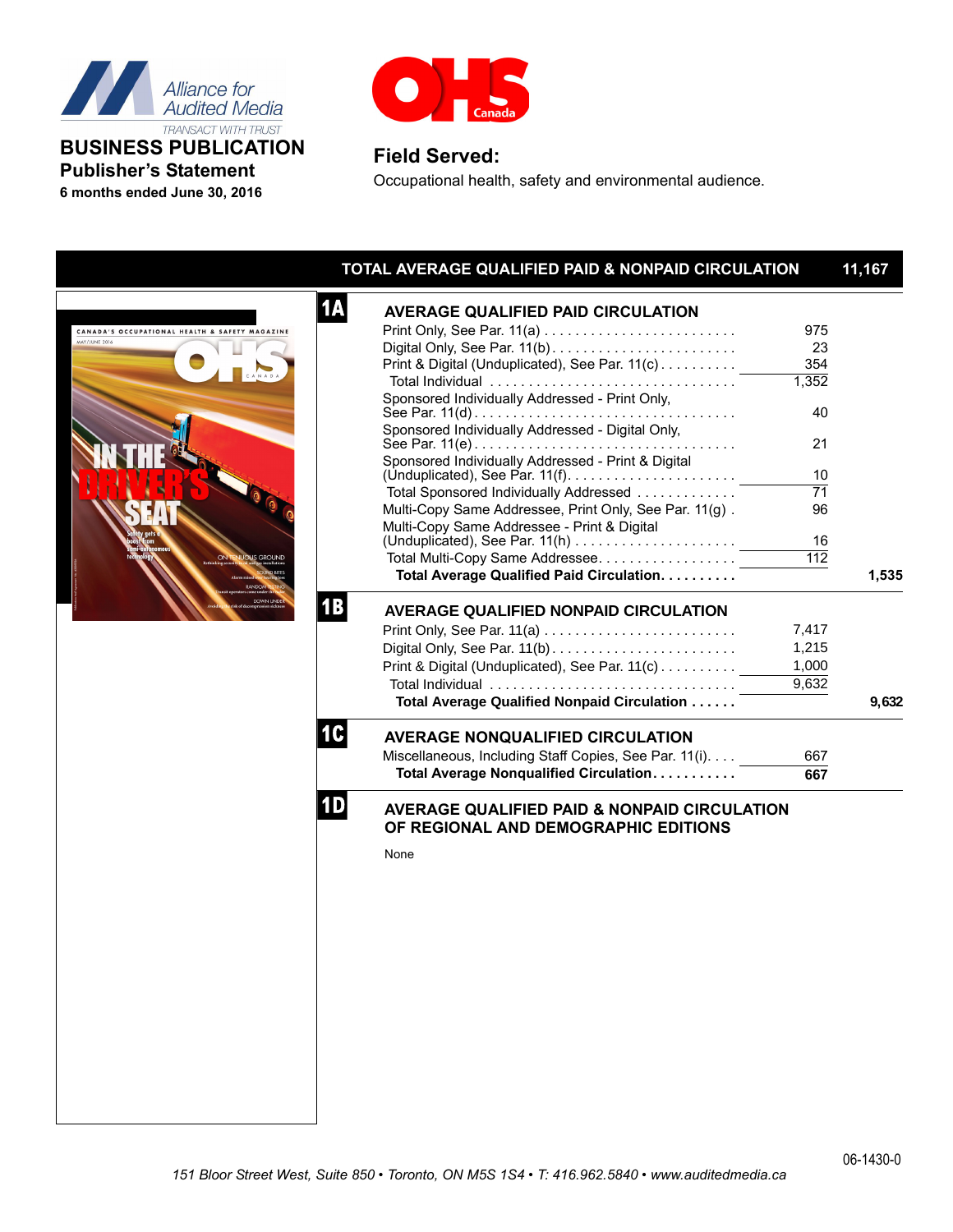Alliance for Audited Media

TRANSACT WITH TRUST

# BUSINESS PUBLICATION

## Publisher's Statement

**6 months ended June 30, 2016**

OHS Canada

## Field Served:

Occupational health, safety and environmental audience.

| TOTAL AVERAGE QUALIFIED PAID & NONPAID CIRCULATION | | 11,167 |
|---|---|---|

### 1A AVERAGE QUALIFIED PAID CIRCULATION

| | | |
|---|---|---|
| Print Only, See Par. 11(a) | 975 | |
| Digital Only, See Par. 11(b) | 23 | |
| Print & Digital (Unduplicated), See Par. 11(c) | 354 | |
| Total Individual | 1,352 | |
| Sponsored Individually Addressed - Print Only, See Par. 11(d) | 40 | |
| Sponsored Individually Addressed - Digital Only, See Par. 11(e) | 21 | |
| Sponsored Individually Addressed - Print & Digital (Unduplicated), See Par. 11(f) | 10 | |
| Total Sponsored Individually Addressed | 71 | |
| Multi-Copy Same Addressee, Print Only, See Par. 11(g) | 96 | |
| Multi-Copy Same Addressee - Print & Digital (Unduplicated), See Par. 11(h) | 16 | |
| Total Multi-Copy Same Addressee | 112 | |
| **Total Average Qualified Paid Circulation** | | **1,535** |

### 1B AVERAGE QUALIFIED NONPAID CIRCULATION

| | | |
|---|---|---|
| Print Only, See Par. 11(a) | 7,417 | |
| Digital Only, See Par. 11(b) | 1,215 | |
| Print & Digital (Unduplicated), See Par. 11(c) | 1,000 | |
| Total Individual | 9,632 | |
| **Total Average Qualified Nonpaid Circulation** | | **9,632** |

### 1C AVERAGE NONQUALIFIED CIRCULATION

| | |
|---|---|
| Miscellaneous, Including Staff Copies, See Par. 11(i) | 667 |
| **Total Average Nonqualified Circulation** | **667** |

### 1D AVERAGE QUALIFIED PAID & NONPAID CIRCULATION OF REGIONAL AND DEMOGRAPHIC EDITIONS

None

06-1430-0

*151 Bloor Street West, Suite 850 • Toronto, ON M5S 1S4 • T: 416.962.5840 • www.auditedmedia.ca*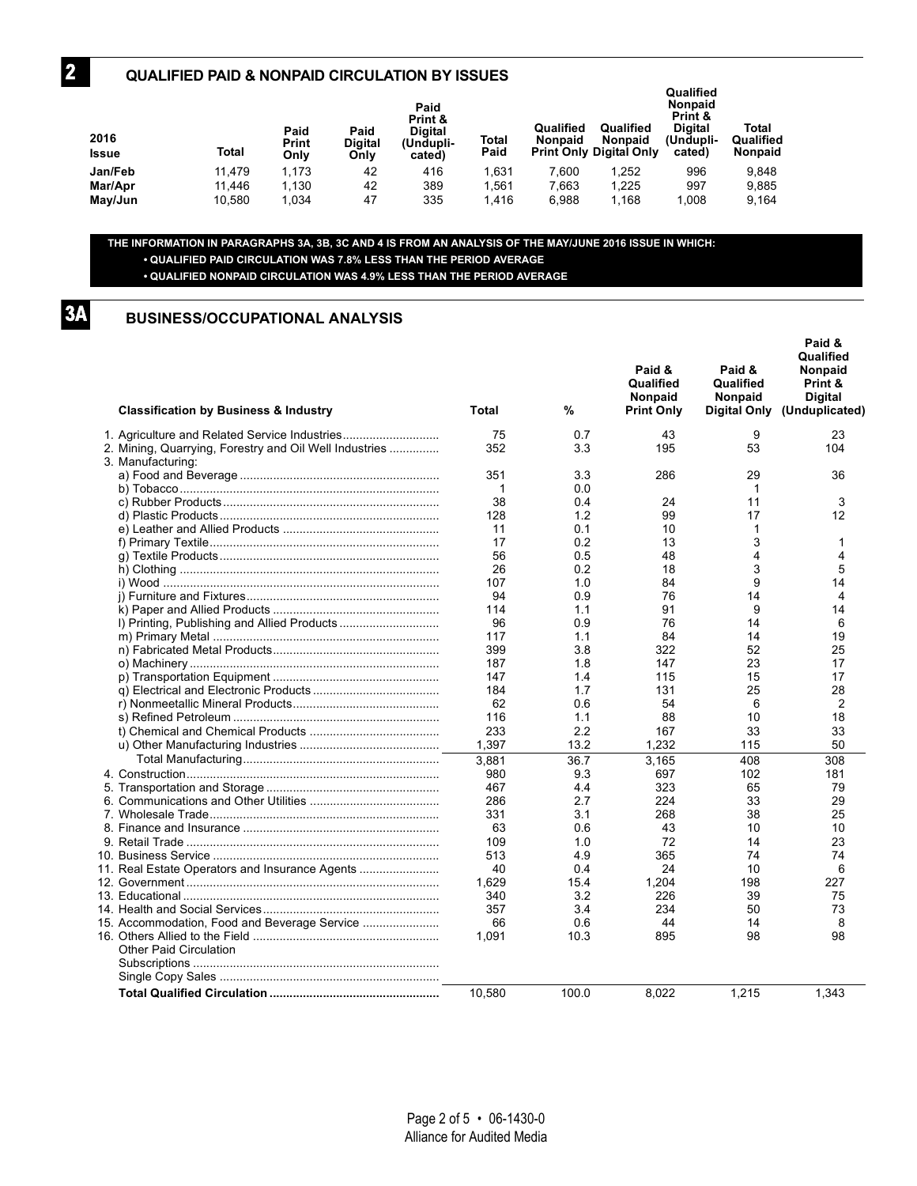## 2 QUALIFIED PAID & NONPAID CIRCULATION BY ISSUES

| 2016 Issue | Total | Paid Print Only | Paid Digital Only | Paid Print & Digital (Unduplicated) | Total Paid | Qualified Nonpaid Print Only | Qualified Nonpaid Digital Only | Qualified Nonpaid Print & Digital (Unduplicated) | Total Qualified Nonpaid |
|---|---|---|---|---|---|---|---|---|---|
| Jan/Feb | 11,479 | 1,173 | 42 | 416 | 1,631 | 7,600 | 1,252 | 996 | 9,848 |
| Mar/Apr | 11,446 | 1,130 | 42 | 389 | 1,561 | 7,663 | 1,225 | 997 | 9,885 |
| May/Jun | 10,580 | 1,034 | 47 | 335 | 1,416 | 6,988 | 1,168 | 1,008 | 9,164 |

**THE INFORMATION IN PARAGRAPHS 3A, 3B, 3C AND 4 IS FROM AN ANALYSIS OF THE MAY/JUNE 2016 ISSUE IN WHICH:**

- **QUALIFIED PAID CIRCULATION WAS 7.8% LESS THAN THE PERIOD AVERAGE**
- **QUALIFIED NONPAID CIRCULATION WAS 4.9% LESS THAN THE PERIOD AVERAGE**

## 3A BUSINESS/OCCUPATIONAL ANALYSIS

| Classification by Business & Industry | Total | % | Paid & Qualified Nonpaid Print Only | Paid & Qualified Nonpaid Digital Only | Paid & Qualified Nonpaid Print & Digital (Unduplicated) |
|---|---|---|---|---|---|
| 1. Agriculture and Related Service Industries | 75 | 0.7 | 43 | 9 | 23 |
| 2. Mining, Quarrying, Forestry and Oil Well Industries | 352 | 3.3 | 195 | 53 | 104 |
| 3. Manufacturing: | | | | | |
| a) Food and Beverage | 351 | 3.3 | 286 | 29 | 36 |
| b) Tobacco | 1 | 0.0 | | 1 | |
| c) Rubber Products | 38 | 0.4 | 24 | 11 | 3 |
| d) Plastic Products | 128 | 1.2 | 99 | 17 | 12 |
| e) Leather and Allied Products | 11 | 0.1 | 10 | 1 | |
| f) Primary Textile | 17 | 0.2 | 13 | 3 | 1 |
| g) Textile Products | 56 | 0.5 | 48 | 4 | 4 |
| h) Clothing | 26 | 0.2 | 18 | 3 | 5 |
| i) Wood | 107 | 1.0 | 84 | 9 | 14 |
| j) Furniture and Fixtures | 94 | 0.9 | 76 | 14 | 4 |
| k) Paper and Allied Products | 114 | 1.1 | 91 | 9 | 14 |
| l) Printing, Publishing and Allied Products | 96 | 0.9 | 76 | 14 | 6 |
| m) Primary Metal | 117 | 1.1 | 84 | 14 | 19 |
| n) Fabricated Metal Products | 399 | 3.8 | 322 | 52 | 25 |
| o) Machinery | 187 | 1.8 | 147 | 23 | 17 |
| p) Transportation Equipment | 147 | 1.4 | 115 | 15 | 17 |
| q) Electrical and Electronic Products | 184 | 1.7 | 131 | 25 | 28 |
| r) Nonmeetallic Mineral Products | 62 | 0.6 | 54 | 6 | 2 |
| s) Refined Petroleum | 116 | 1.1 | 88 | 10 | 18 |
| t) Chemical and Chemical Products | 233 | 2.2 | 167 | 33 | 33 |
| u) Other Manufacturing Industries | 1,397 | 13.2 | 1,232 | 115 | 50 |
| Total Manufacturing | 3,881 | 36.7 | 3,165 | 408 | 308 |
| 4. Construction | 980 | 9.3 | 697 | 102 | 181 |
| 5. Transportation and Storage | 467 | 4.4 | 323 | 65 | 79 |
| 6. Communications and Other Utilities | 286 | 2.7 | 224 | 33 | 29 |
| 7. Wholesale Trade | 331 | 3.1 | 268 | 38 | 25 |
| 8. Finance and Insurance | 63 | 0.6 | 43 | 10 | 10 |
| 9. Retail Trade | 109 | 1.0 | 72 | 14 | 23 |
| 10. Business Service | 513 | 4.9 | 365 | 74 | 74 |
| 11. Real Estate Operators and Insurance Agents | 40 | 0.4 | 24 | 10 | 6 |
| 12. Government | 1,629 | 15.4 | 1,204 | 198 | 227 |
| 13. Educational | 340 | 3.2 | 226 | 39 | 75 |
| 14. Health and Social Services | 357 | 3.4 | 234 | 50 | 73 |
| 15. Accommodation, Food and Beverage Service | 66 | 0.6 | 44 | 14 | 8 |
| 16. Others Allied to the Field | 1,091 | 10.3 | 895 | 98 | 98 |
| Other Paid Circulation | | | | | |
| Subscriptions | | | | | |
| Single Copy Sales | | | | | |
| **Total Qualified Circulation** | 10,580 | 100.0 | 8,022 | 1,215 | 1,343 |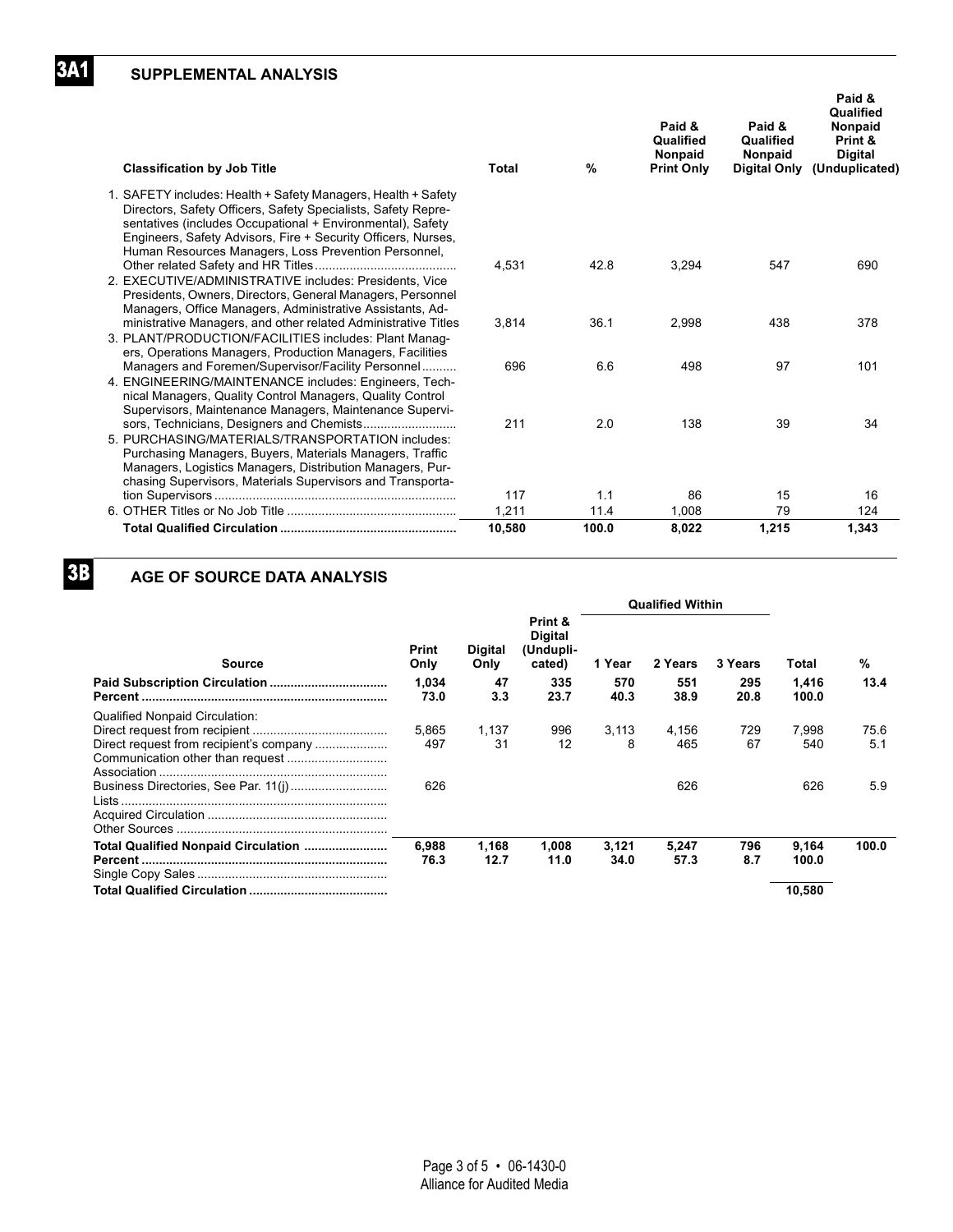## 3A1 SUPPLEMENTAL ANALYSIS

| Classification by Job Title | Total | % | Paid & Qualified Nonpaid Print Only | Paid & Qualified Nonpaid Digital Only | Paid & Qualified Nonpaid Print & Digital (Unduplicated) |
|---|---|---|---|---|---|
| 1. SAFETY includes: Health + Safety Managers, Health + Safety Directors, Safety Officers, Safety Specialists, Safety Representatives (includes Occupational + Environmental), Safety Engineers, Safety Advisors, Fire + Security Officers, Nurses, Human Resources Managers, Loss Prevention Personnel, Other related Safety and HR Titles | 4,531 | 42.8 | 3,294 | 547 | 690 |
| 2. EXECUTIVE/ADMINISTRATIVE includes: Presidents, Vice Presidents, Owners, Directors, General Managers, Personnel Managers, Office Managers, Administrative Assistants, Administrative Managers, and other related Administrative Titles | 3,814 | 36.1 | 2,998 | 438 | 378 |
| 3. PLANT/PRODUCTION/FACILITIES includes: Plant Managers, Operations Managers, Production Managers, Facilities Managers and Foremen/Supervisor/Facility Personnel | 696 | 6.6 | 498 | 97 | 101 |
| 4. ENGINEERING/MAINTENANCE includes: Engineers, Technical Managers, Quality Control Managers, Quality Control Supervisors, Maintenance Managers, Maintenance Supervisors, Technicians, Designers and Chemists | 211 | 2.0 | 138 | 39 | 34 |
| 5. PURCHASING/MATERIALS/TRANSPORTATION includes: Purchasing Managers, Buyers, Materials Managers, Traffic Managers, Logistics Managers, Distribution Managers, Purchasing Supervisors, Materials Supervisors and Transportation Supervisors | 117 | 1.1 | 86 | 15 | 16 |
| 6. OTHER Titles or No Job Title | 1,211 | 11.4 | 1,008 | 79 | 124 |
| **Total Qualified Circulation** | **10,580** | **100.0** | **8,022** | **1,215** | **1,343** |

## 3B AGE OF SOURCE DATA ANALYSIS

| Source | Print Only | Digital Only | Print & Digital (Unduplicated) | Qualified Within 1 Year | 2 Years | 3 Years | Total | % |
|---|---|---|---|---|---|---|---|---|
| **Paid Subscription Circulation** | **1,034** | **47** | **335** | **570** | **551** | **295** | **1,416** | **13.4** |
| **Percent** | **73.0** | **3.3** | **23.7** | **40.3** | **38.9** | **20.8** | **100.0** | |
| Qualified Nonpaid Circulation: | | | | | | | | |
| Direct request from recipient | 5,865 | 1,137 | 996 | 3,113 | 4,156 | 729 | 7,998 | 75.6 |
| Direct request from recipient's company | 497 | 31 | 12 | 8 | 465 | 67 | 540 | 5.1 |
| Communication other than request | | | | | | | | |
| Association | | | | | | | | |
| Business Directories, See Par. 11(j) | 626 | | | | 626 | | 626 | 5.9 |
| Lists | | | | | | | | |
| Acquired Circulation | | | | | | | | |
| Other Sources | | | | | | | | |
| **Total Qualified Nonpaid Circulation** | **6,988** | **1,168** | **1,008** | **3,121** | **5,247** | **796** | **9,164** | **100.0** |
| **Percent** | **76.3** | **12.7** | **11.0** | **34.0** | **57.3** | **8.7** | **100.0** | |
| Single Copy Sales | | | | | | | | |
| **Total Qualified Circulation** | | | | | | | **10,580** | |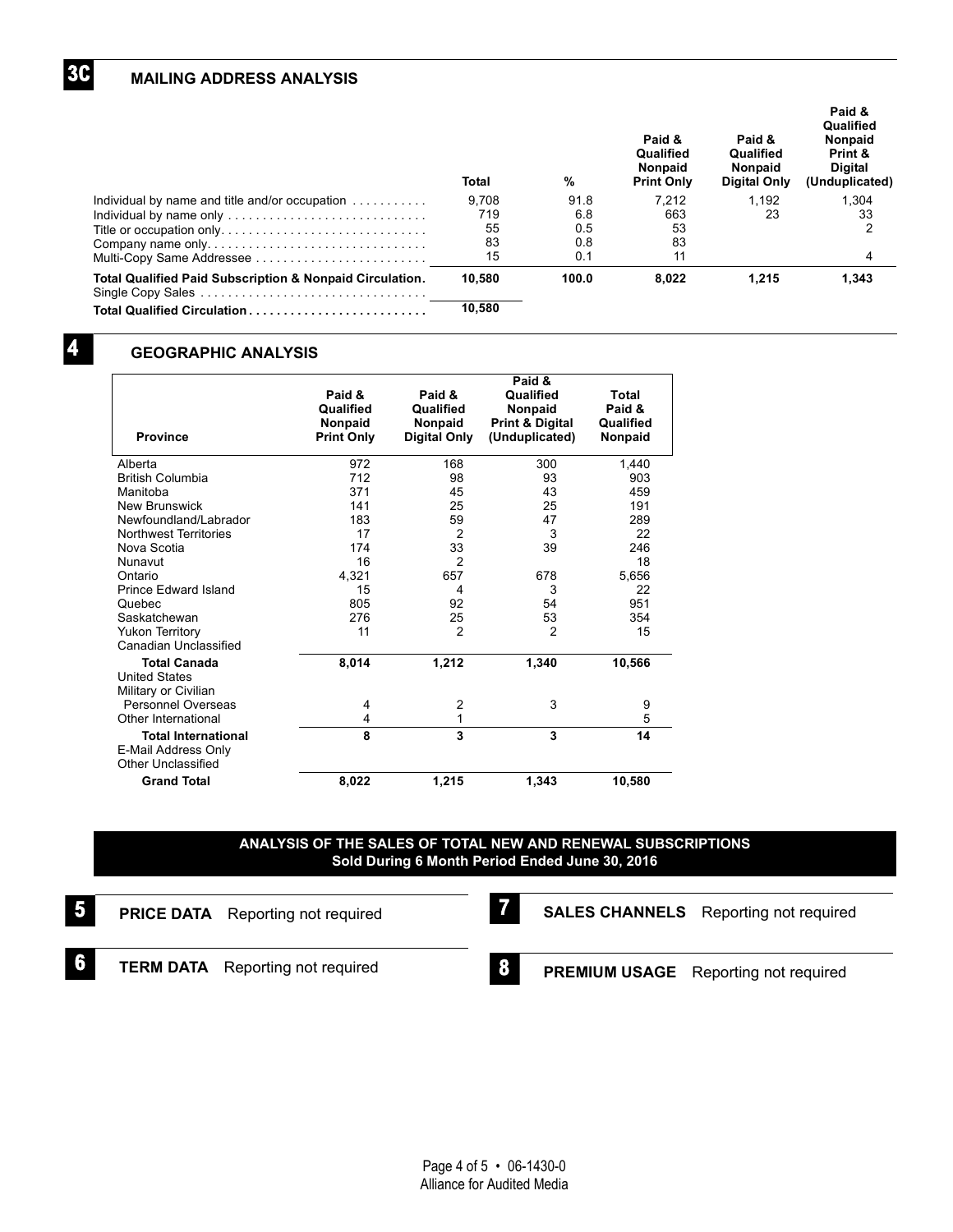## 3C MAILING ADDRESS ANALYSIS

| | Total | % | Paid & Qualified Nonpaid Print Only | Paid & Qualified Nonpaid Digital Only | Paid & Qualified Nonpaid Print & Digital (Unduplicated) |
|---|---|---|---|---|---|
| Individual by name and title and/or occupation | 9,708 | 91.8 | 7,212 | 1,192 | 1,304 |
| Individual by name only | 719 | 6.8 | 663 | 23 | 33 |
| Title or occupation only | 55 | 0.5 | 53 | | 2 |
| Company name only | 83 | 0.8 | 83 | | |
| Multi-Copy Same Addressee | 15 | 0.1 | 11 | | 4 |
| **Total Qualified Paid Subscription & Nonpaid Circulation** | **10,580** | **100.0** | **8,022** | **1,215** | **1,343** |
| Single Copy Sales | | | | | |
| **Total Qualified Circulation** | **10,580** | | | | |

## 4 GEOGRAPHIC ANALYSIS

| Province | Paid & Qualified Nonpaid Print Only | Paid & Qualified Nonpaid Digital Only | Paid & Qualified Nonpaid Print & Digital (Unduplicated) | Total Paid & Qualified Nonpaid |
|---|---|---|---|---|
| Alberta | 972 | 168 | 300 | 1,440 |
| British Columbia | 712 | 98 | 93 | 903 |
| Manitoba | 371 | 45 | 43 | 459 |
| New Brunswick | 141 | 25 | 25 | 191 |
| Newfoundland/Labrador | 183 | 59 | 47 | 289 |
| Northwest Territories | 17 | 2 | 3 | 22 |
| Nova Scotia | 174 | 33 | 39 | 246 |
| Nunavut | 16 | 2 | | 18 |
| Ontario | 4,321 | 657 | 678 | 5,656 |
| Prince Edward Island | 15 | 4 | 3 | 22 |
| Quebec | 805 | 92 | 54 | 951 |
| Saskatchewan | 276 | 25 | 53 | 354 |
| Yukon Territory | 11 | 2 | 2 | 15 |
| Canadian Unclassified | | | | |
| **Total Canada** | **8,014** | **1,212** | **1,340** | **10,566** |
| United States | | | | |
| Military or Civilian Personnel Overseas | 4 | 2 | 3 | 9 |
| Other International | 4 | 1 | | 5 |
| **Total International** | **8** | **3** | **3** | **14** |
| E-Mail Address Only | | | | |
| Other Unclassified | | | | |
| **Grand Total** | **8,022** | **1,215** | **1,343** | **10,580** |

## ANALYSIS OF THE SALES OF TOTAL NEW AND RENEWAL SUBSCRIPTIONS
**Sold During 6 Month Period Ended June 30, 2016**

**5 PRICE DATA** Reporting not required

**6 TERM DATA** Reporting not required

**7 SALES CHANNELS** Reporting not required

**8 PREMIUM USAGE** Reporting not required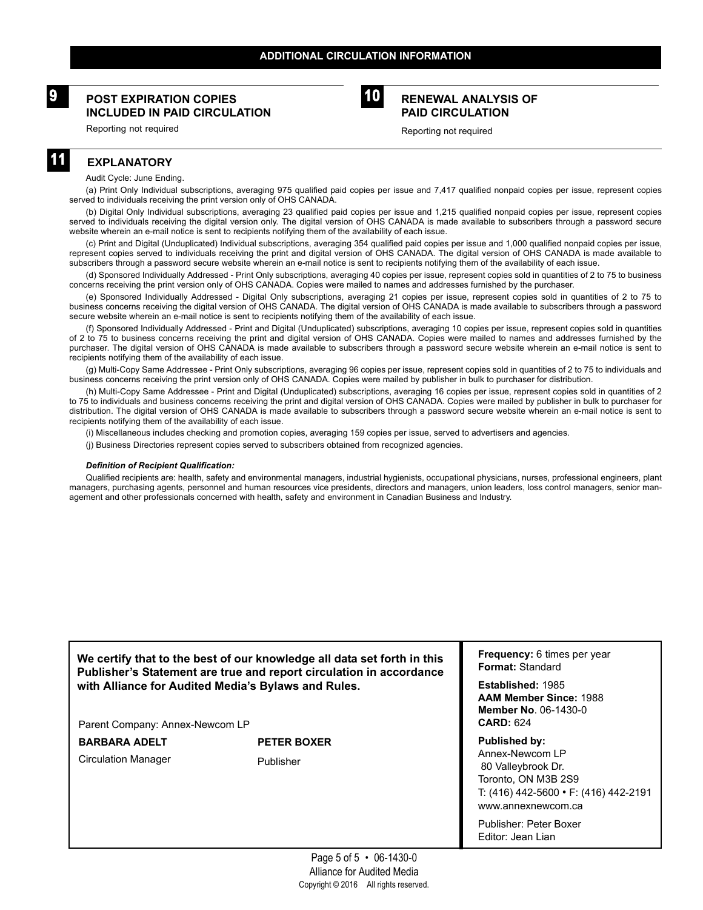## ADDITIONAL CIRCULATION INFORMATION

### 9 POST EXPIRATION COPIES INCLUDED IN PAID CIRCULATION

Reporting not required

### 10 RENEWAL ANALYSIS OF PAID CIRCULATION

Reporting not required

### 11 EXPLANATORY

Audit Cycle: June Ending.

(a) Print Only Individual subscriptions, averaging 975 qualified paid copies per issue and 7,417 qualified nonpaid copies per issue, represent copies served to individuals receiving the print version only of OHS CANADA.

(b) Digital Only Individual subscriptions, averaging 23 qualified paid copies per issue and 1,215 qualified nonpaid copies per issue, represent copies served to individuals receiving the digital version only. The digital version of OHS CANADA is made available to subscribers through a password secure website wherein an e-mail notice is sent to recipients notifying them of the availability of each issue.

(c) Print and Digital (Unduplicated) Individual subscriptions, averaging 354 qualified paid copies per issue and 1,000 qualified nonpaid copies per issue, represent copies served to individuals receiving the print and digital version of OHS CANADA. The digital version of OHS CANADA is made available to subscribers through a password secure website wherein an e-mail notice is sent to recipients notifying them of the availability of each issue.

(d) Sponsored Individually Addressed - Print Only subscriptions, averaging 40 copies per issue, represent copies sold in quantities of 2 to 75 to business concerns receiving the print version only of OHS CANADA. Copies were mailed to names and addresses furnished by the purchaser.

(e) Sponsored Individually Addressed - Digital Only subscriptions, averaging 21 copies per issue, represent copies sold in quantities of 2 to 75 to business concerns receiving the digital version of OHS CANADA. The digital version of OHS CANADA is made available to subscribers through a password secure website wherein an e-mail notice is sent to recipients notifying them of the availability of each issue.

(f) Sponsored Individually Addressed - Print and Digital (Unduplicated) subscriptions, averaging 10 copies per issue, represent copies sold in quantities of 2 to 75 to business concerns receiving the print and digital version of OHS CANADA. Copies were mailed to names and addresses furnished by the purchaser. The digital version of OHS CANADA is made available to subscribers through a password secure website wherein an e-mail notice is sent to recipients notifying them of the availability of each issue.

(g) Multi-Copy Same Addressee - Print Only subscriptions, averaging 96 copies per issue, represent copies sold in quantities of 2 to 75 to individuals and business concerns receiving the print version only of OHS CANADA. Copies were mailed by publisher in bulk to purchaser for distribution.

(h) Multi-Copy Same Addressee - Print and Digital (Unduplicated) subscriptions, averaging 16 copies per issue, represent copies sold in quantities of 2 to 75 to individuals and business concerns receiving the print and digital version of OHS CANADA. Copies were mailed by publisher in bulk to purchaser for distribution. The digital version of OHS CANADA is made available to subscribers through a password secure website wherein an e-mail notice is sent to recipients notifying them of the availability of each issue.

(i) Miscellaneous includes checking and promotion copies, averaging 159 copies per issue, served to advertisers and agencies.

(j) Business Directories represent copies served to subscribers obtained from recognized agencies.

***Definition of Recipient Qualification:***

Qualified recipients are: health, safety and environmental managers, industrial hygienists, occupational physicians, nurses, professional engineers, plant managers, purchasing agents, personnel and human resources vice presidents, directors and managers, union leaders, loss control managers, senior management and other professionals concerned with health, safety and environment in Canadian Business and Industry.

**We certify that to the best of our knowledge all data set forth in this Publisher's Statement are true and report circulation in accordance with Alliance for Audited Media's Bylaws and Rules.**

Parent Company: Annex-Newcom LP

**BARBARA ADELT**
Circulation Manager

**PETER BOXER**
Publisher

**Frequency:** 6 times per year
**Format:** Standard

**Established:** 1985
**AAM Member Since:** 1988
**Member No**. 06-1430-0
**CARD:** 624

**Published by:**
Annex-Newcom LP
80 Valleybrook Dr.
Toronto, ON M3B 2S9
T: (416) 442-5600 • F: (416) 442-2191
www.annexnewcom.ca

Publisher: Peter Boxer
Editor: Jean Lian

Alliance for Audited Media
Copyright © 2016 All rights reserved.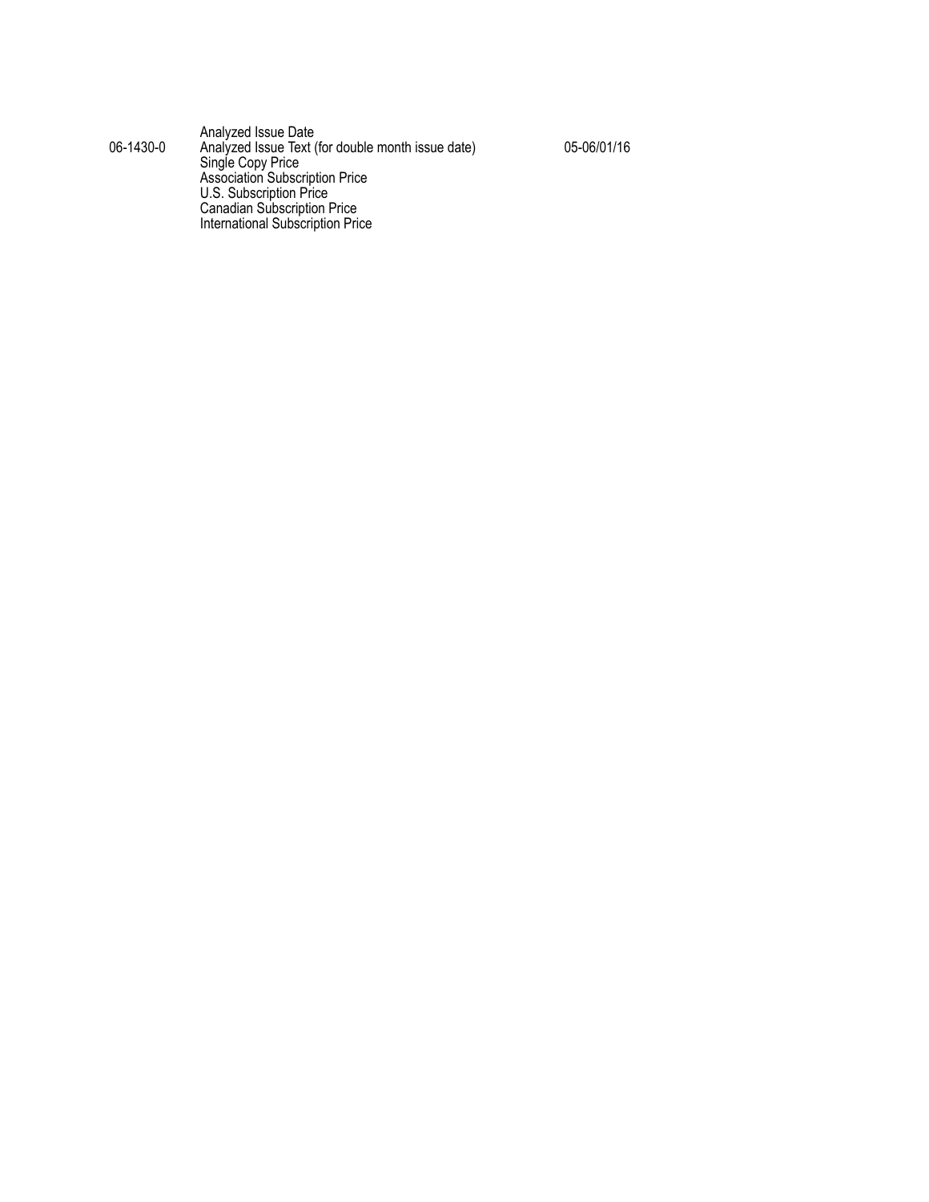| | | |
|---|---|---|
| | Analyzed Issue Date | |
| 06-1430-0 | Analyzed Issue Text (for double month issue date) | 05-06/01/16 |
| | Single Copy Price | |
| | Association Subscription Price | |
| | U.S. Subscription Price | |
| | Canadian Subscription Price | |
| | International Subscription Price | |